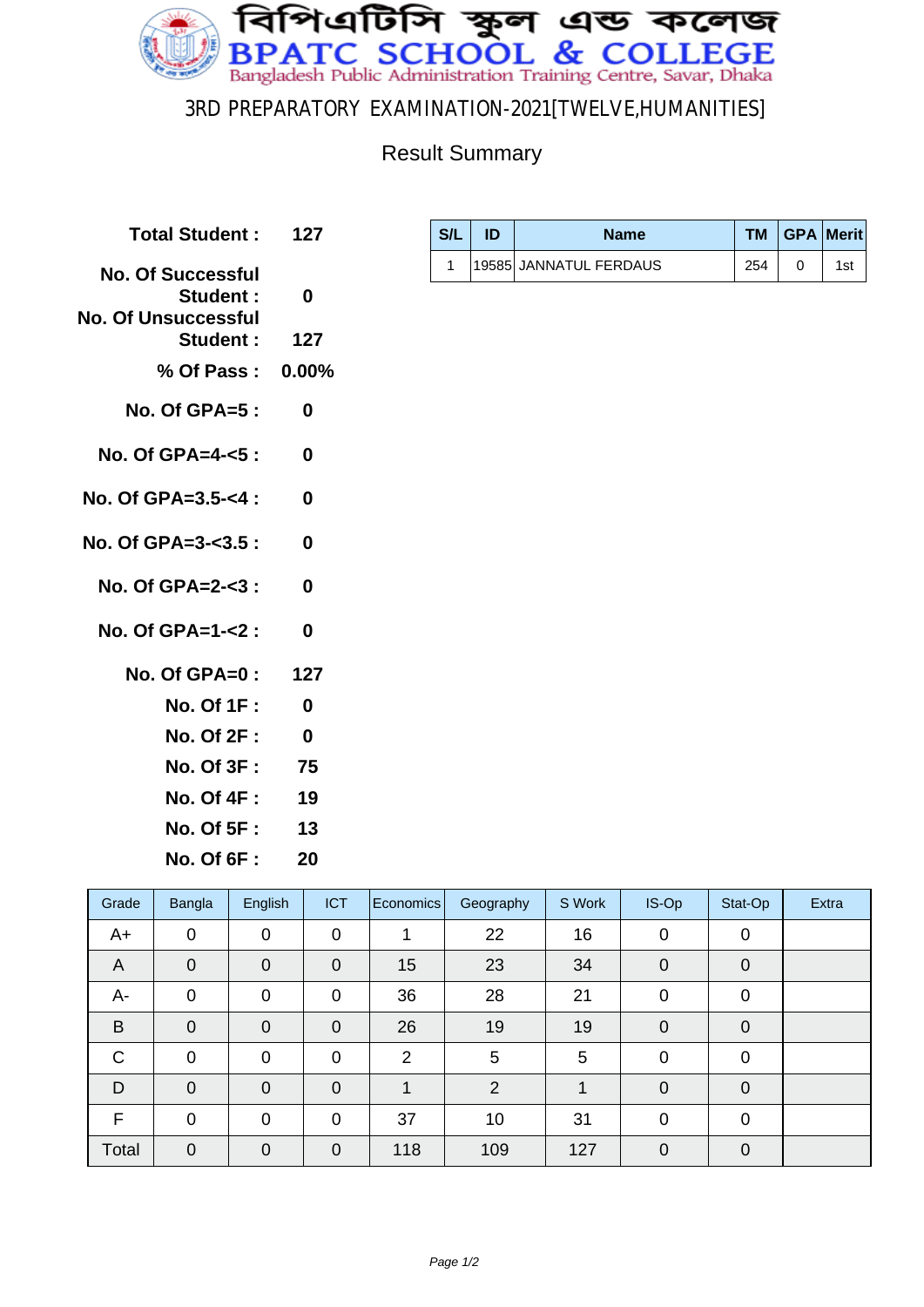# বিপিএটিসি স্কুল এন্ড কলেজ

# BPATC SCHOOL & COLLEGE

Bangladesh Public Administration Training Centre, Savar, Dhaka

## 3RD PREPARATORY EXAMINATION-2021[TWELVE,HUMANITIES]

### Result Summary

| | |
|---|---|
| **Total Student :** | **127** |
| **No. Of Successful Student :** | **0** |
| **No. Of Unsuccessful Student :** | **127** |
| **% Of Pass :** | **0.00%** |
| **No. Of GPA=5 :** | **0** |
| **No. Of GPA=4-<5 :** | **0** |
| **No. Of GPA=3.5-<4 :** | **0** |
| **No. Of GPA=3-<3.5 :** | **0** |
| **No. Of GPA=2-<3 :** | **0** |
| **No. Of GPA=1-<2 :** | **0** |
| **No. Of GPA=0 :** | **127** |
| **No. Of 1F :** | **0** |
| **No. Of 2F :** | **0** |
| **No. Of 3F :** | **75** |
| **No. Of 4F :** | **19** |
| **No. Of 5F :** | **13** |
| **No. Of 6F :** | **20** |

| S/L | ID | Name | TM | GPA | Merit |
|---|---|---|---|---|---|
| 1 | 19585 | JANNATUL FERDAUS | 254 | 0 | 1st |

| Grade | Bangla | English | ICT | Economics | Geography | S Work | IS-Op | Stat-Op | Extra |
|---|---|---|---|---|---|---|---|---|---|
| A+ | 0 | 0 | 0 | 1 | 22 | 16 | 0 | 0 | |
| A | 0 | 0 | 0 | 15 | 23 | 34 | 0 | 0 | |
| A- | 0 | 0 | 0 | 36 | 28 | 21 | 0 | 0 | |
| B | 0 | 0 | 0 | 26 | 19 | 19 | 0 | 0 | |
| C | 0 | 0 | 0 | 2 | 5 | 5 | 0 | 0 | |
| D | 0 | 0 | 0 | 1 | 2 | 1 | 0 | 0 | |
| F | 0 | 0 | 0 | 37 | 10 | 31 | 0 | 0 | |
| Total | 0 | 0 | 0 | 118 | 109 | 127 | 0 | 0 | |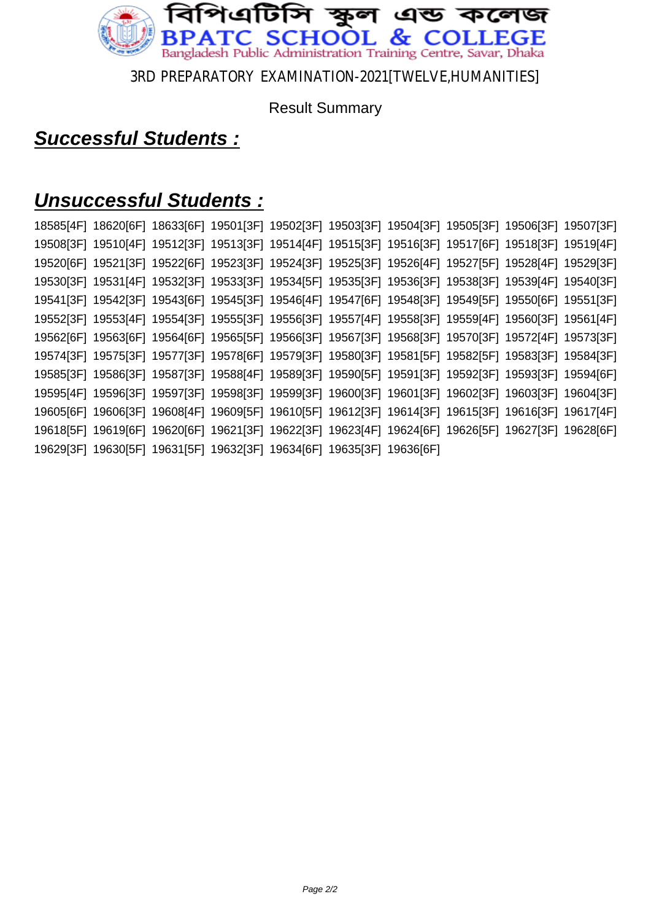বিপিএটিসি স্কুল এন্ড কলেজ

BPATC SCHOOL & COLLEGE

Bangladesh Public Administration Training Centre, Savar, Dhaka

3RD PREPARATORY EXAMINATION-2021[TWELVE,HUMANITIES]

Result Summary

## ***Successful Students :***

## ***Unsuccessful Students :***

18585[4F] 18620[6F] 18633[6F] 19501[3F] 19502[3F] 19503[3F] 19504[3F] 19505[3F] 19506[3F] 19507[3F] 19508[3F] 19510[4F] 19512[3F] 19513[3F] 19514[4F] 19515[3F] 19516[3F] 19517[6F] 19518[3F] 19519[4F] 19520[6F] 19521[3F] 19522[6F] 19523[3F] 19524[3F] 19525[3F] 19526[4F] 19527[5F] 19528[4F] 19529[3F] 19530[3F] 19531[4F] 19532[3F] 19533[3F] 19534[5F] 19535[3F] 19536[3F] 19538[3F] 19539[4F] 19540[3F] 19541[3F] 19542[3F] 19543[6F] 19545[3F] 19546[4F] 19547[6F] 19548[3F] 19549[5F] 19550[6F] 19551[3F] 19552[3F] 19553[4F] 19554[3F] 19555[3F] 19556[3F] 19557[4F] 19558[3F] 19559[4F] 19560[3F] 19561[4F] 19562[6F] 19563[6F] 19564[6F] 19565[5F] 19566[3F] 19567[3F] 19568[3F] 19570[3F] 19572[4F] 19573[3F] 19574[3F] 19575[3F] 19577[3F] 19578[6F] 19579[3F] 19580[3F] 19581[5F] 19582[5F] 19583[3F] 19584[3F] 19585[3F] 19586[3F] 19587[3F] 19588[4F] 19589[3F] 19590[5F] 19591[3F] 19592[3F] 19593[3F] 19594[6F] 19595[4F] 19596[3F] 19597[3F] 19598[3F] 19599[3F] 19600[3F] 19601[3F] 19602[3F] 19603[3F] 19604[3F] 19605[6F] 19606[3F] 19608[4F] 19609[5F] 19610[5F] 19612[3F] 19614[3F] 19615[3F] 19616[3F] 19617[4F] 19618[5F] 19619[6F] 19620[6F] 19621[3F] 19622[3F] 19623[4F] 19624[6F] 19626[5F] 19627[3F] 19628[6F] 19629[3F] 19630[5F] 19631[5F] 19632[3F] 19634[6F] 19635[3F] 19636[6F]